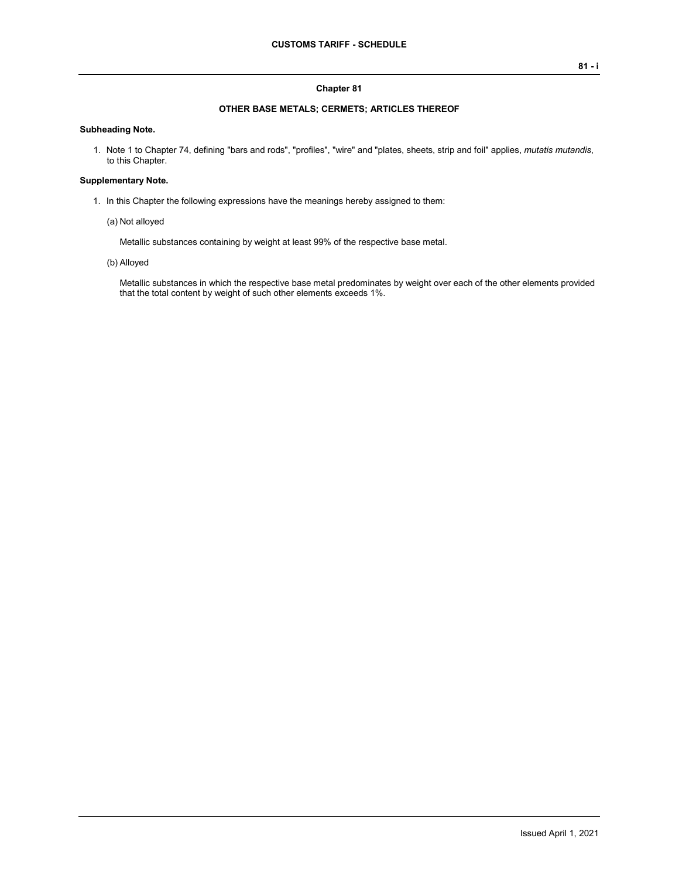## Chapter 81

### OTHER BASE METALS; CERMETS; ARTICLES THEREOF

**Subheading Note.**

1. Note 1 to Chapter 74, defining "bars and rods", "profiles", "wire" and "plates, sheets, strip and foil" applies, *mutatis mutandis*, to this Chapter.

**Supplementary Note.**

1. In this Chapter the following expressions have the meanings hereby assigned to them:

   (a) Not alloyed

   Metallic substances containing by weight at least 99% of the respective base metal.

   (b) Alloyed

   Metallic substances in which the respective base metal predominates by weight over each of the other elements provided that the total content by weight of such other elements exceeds 1%.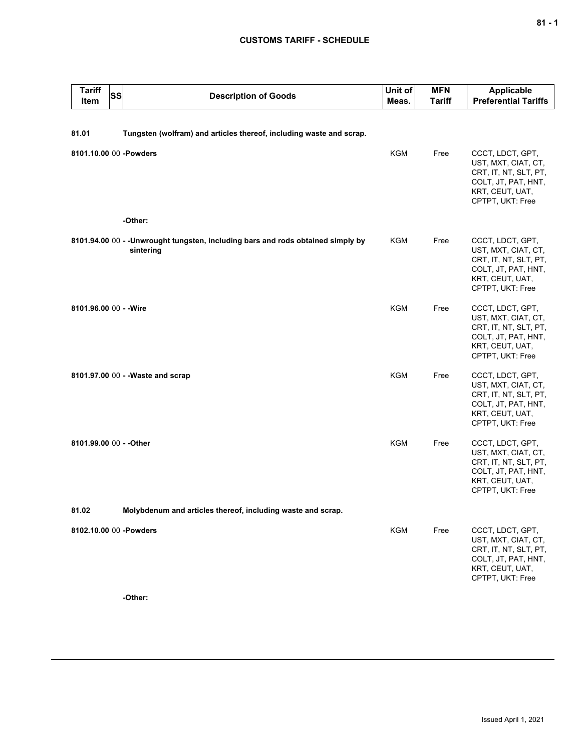| Tariff Item | SS | Description of Goods | Unit of Meas. | MFN Tariff | Applicable Preferential Tariffs |
|---|---|---|---|---|---|
| **81.01** | | **Tungsten (wolfram) and articles thereof, including waste and scrap.** | | | |
| **8101.10.00** | 00 | **-Powders** | KGM | Free | CCCT, LDCT, GPT, UST, MXT, CIAT, CT, CRT, IT, NT, SLT, PT, COLT, JT, PAT, HNT, KRT, CEUT, UAT, CPTPT, UKT: Free |
| | | **-Other:** | | | |
| **8101.94.00** | 00 | **- -Unwrought tungsten, including bars and rods obtained simply by sintering** | KGM | Free | CCCT, LDCT, GPT, UST, MXT, CIAT, CT, CRT, IT, NT, SLT, PT, COLT, JT, PAT, HNT, KRT, CEUT, UAT, CPTPT, UKT: Free |
| **8101.96.00** | 00 | **- -Wire** | KGM | Free | CCCT, LDCT, GPT, UST, MXT, CIAT, CT, CRT, IT, NT, SLT, PT, COLT, JT, PAT, HNT, KRT, CEUT, UAT, CPTPT, UKT: Free |
| **8101.97.00** | 00 | **- -Waste and scrap** | KGM | Free | CCCT, LDCT, GPT, UST, MXT, CIAT, CT, CRT, IT, NT, SLT, PT, COLT, JT, PAT, HNT, KRT, CEUT, UAT, CPTPT, UKT: Free |
| **8101.99.00** | 00 | **- -Other** | KGM | Free | CCCT, LDCT, GPT, UST, MXT, CIAT, CT, CRT, IT, NT, SLT, PT, COLT, JT, PAT, HNT, KRT, CEUT, UAT, CPTPT, UKT: Free |
| **81.02** | | **Molybdenum and articles thereof, including waste and scrap.** | | | |
| **8102.10.00** | 00 | **-Powders** | KGM | Free | CCCT, LDCT, GPT, UST, MXT, CIAT, CT, CRT, IT, NT, SLT, PT, COLT, JT, PAT, HNT, KRT, CEUT, UAT, CPTPT, UKT: Free |
| | | **-Other:** | | | |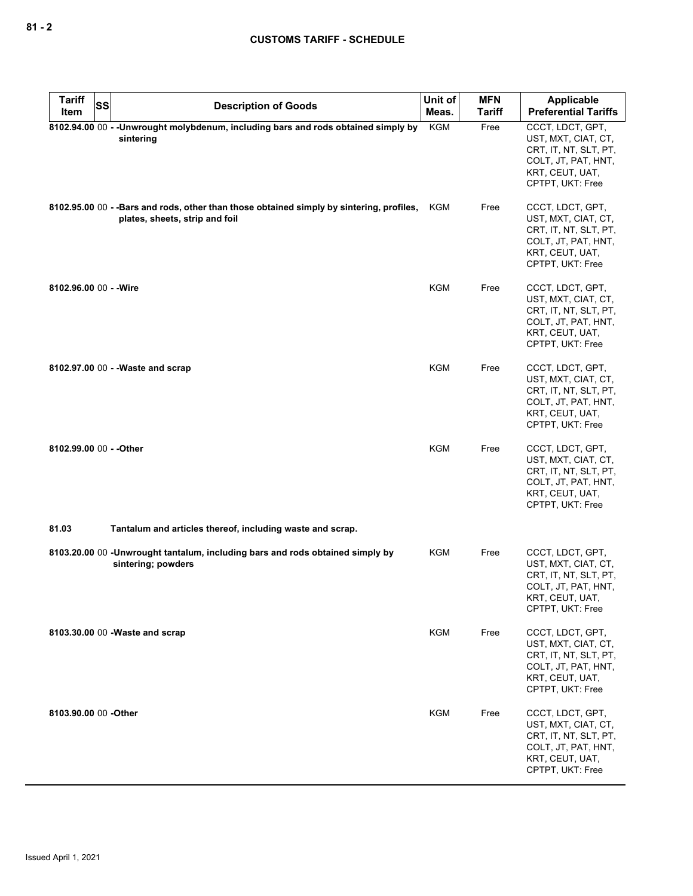| Tariff Item | SS | Description of Goods | Unit of Meas. | MFN Tariff | Applicable Preferential Tariffs |
|---|---|---|---|---|---|
| 8102.94.00 | 00 | - -Unwrought molybdenum, including bars and rods obtained simply by sintering | KGM | Free | CCCT, LDCT, GPT, UST, MXT, CIAT, CT, CRT, IT, NT, SLT, PT, COLT, JT, PAT, HNT, KRT, CEUT, UAT, CPTPT, UKT: Free |
| 8102.95.00 | 00 | - -Bars and rods, other than those obtained simply by sintering, profiles, plates, sheets, strip and foil | KGM | Free | CCCT, LDCT, GPT, UST, MXT, CIAT, CT, CRT, IT, NT, SLT, PT, COLT, JT, PAT, HNT, KRT, CEUT, UAT, CPTPT, UKT: Free |
| 8102.96.00 | 00 | - -Wire | KGM | Free | CCCT, LDCT, GPT, UST, MXT, CIAT, CT, CRT, IT, NT, SLT, PT, COLT, JT, PAT, HNT, KRT, CEUT, UAT, CPTPT, UKT: Free |
| 8102.97.00 | 00 | - -Waste and scrap | KGM | Free | CCCT, LDCT, GPT, UST, MXT, CIAT, CT, CRT, IT, NT, SLT, PT, COLT, JT, PAT, HNT, KRT, CEUT, UAT, CPTPT, UKT: Free |
| 8102.99.00 | 00 | - -Other | KGM | Free | CCCT, LDCT, GPT, UST, MXT, CIAT, CT, CRT, IT, NT, SLT, PT, COLT, JT, PAT, HNT, KRT, CEUT, UAT, CPTPT, UKT: Free |
| 81.03 | | Tantalum and articles thereof, including waste and scrap. | | | |
| 8103.20.00 | 00 | -Unwrought tantalum, including bars and rods obtained simply by sintering; powders | KGM | Free | CCCT, LDCT, GPT, UST, MXT, CIAT, CT, CRT, IT, NT, SLT, PT, COLT, JT, PAT, HNT, KRT, CEUT, UAT, CPTPT, UKT: Free |
| 8103.30.00 | 00 | -Waste and scrap | KGM | Free | CCCT, LDCT, GPT, UST, MXT, CIAT, CT, CRT, IT, NT, SLT, PT, COLT, JT, PAT, HNT, KRT, CEUT, UAT, CPTPT, UKT: Free |
| 8103.90.00 | 00 | -Other | KGM | Free | CCCT, LDCT, GPT, UST, MXT, CIAT, CT, CRT, IT, NT, SLT, PT, COLT, JT, PAT, HNT, KRT, CEUT, UAT, CPTPT, UKT: Free |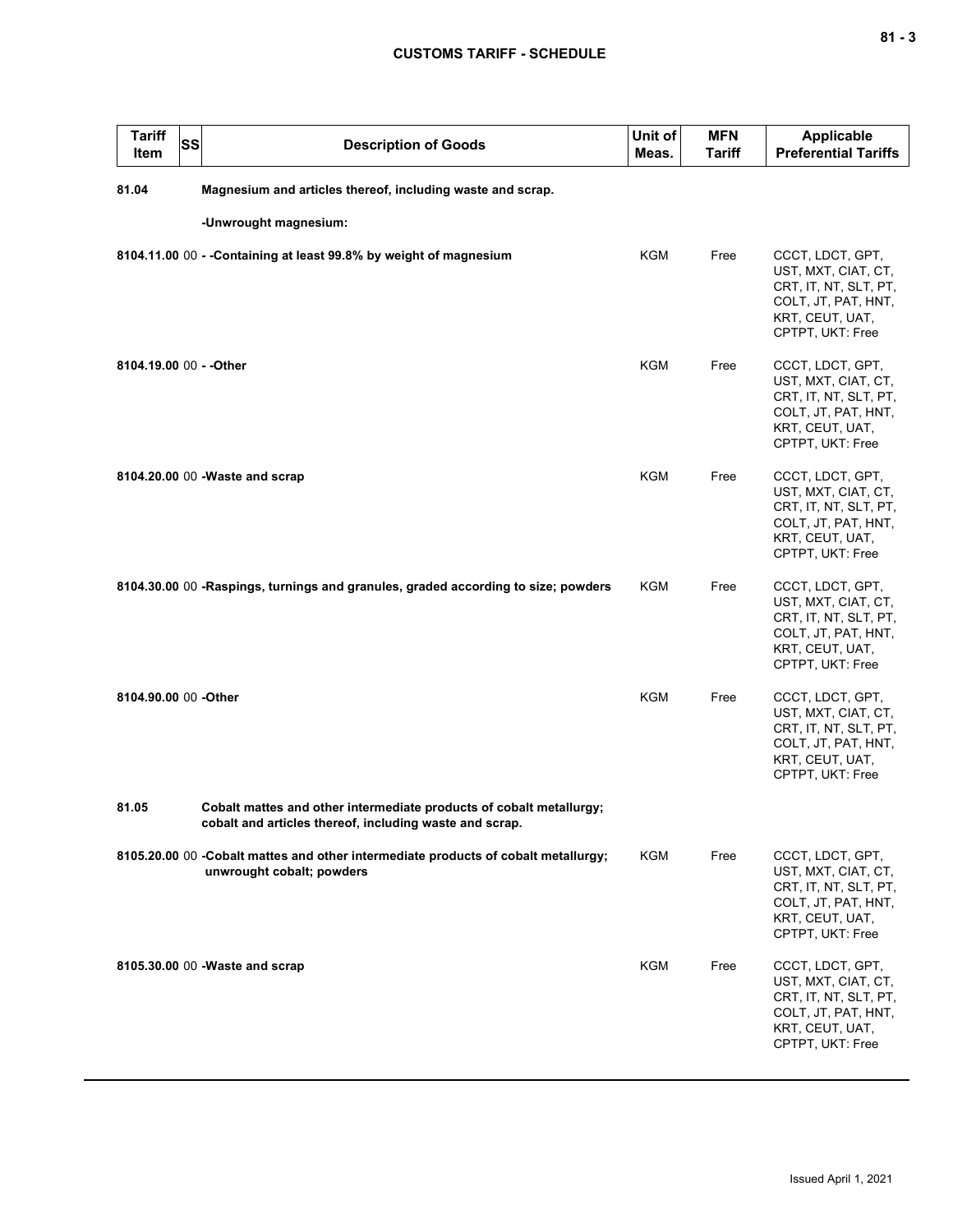| Tariff Item | SS | Description of Goods | Unit of Meas. | MFN Tariff | Applicable Preferential Tariffs |
|---|---|---|---|---|---|
| 81.04 | | **Magnesium and articles thereof, including waste and scrap.** | | | |
| | | **-Unwrought magnesium:** | | | |
| **8104.11.00** | 00 | **- -Containing at least 99.8% by weight of magnesium** | KGM | Free | CCCT, LDCT, GPT, UST, MXT, CIAT, CT, CRT, IT, NT, SLT, PT, COLT, JT, PAT, HNT, KRT, CEUT, UAT, CPTPT, UKT: Free |
| **8104.19.00** | 00 | **- -Other** | KGM | Free | CCCT, LDCT, GPT, UST, MXT, CIAT, CT, CRT, IT, NT, SLT, PT, COLT, JT, PAT, HNT, KRT, CEUT, UAT, CPTPT, UKT: Free |
| **8104.20.00** | 00 | **-Waste and scrap** | KGM | Free | CCCT, LDCT, GPT, UST, MXT, CIAT, CT, CRT, IT, NT, SLT, PT, COLT, JT, PAT, HNT, KRT, CEUT, UAT, CPTPT, UKT: Free |
| **8104.30.00** | 00 | **-Raspings, turnings and granules, graded according to size; powders** | KGM | Free | CCCT, LDCT, GPT, UST, MXT, CIAT, CT, CRT, IT, NT, SLT, PT, COLT, JT, PAT, HNT, KRT, CEUT, UAT, CPTPT, UKT: Free |
| **8104.90.00** | 00 | **-Other** | KGM | Free | CCCT, LDCT, GPT, UST, MXT, CIAT, CT, CRT, IT, NT, SLT, PT, COLT, JT, PAT, HNT, KRT, CEUT, UAT, CPTPT, UKT: Free |
| 81.05 | | **Cobalt mattes and other intermediate products of cobalt metallurgy; cobalt and articles thereof, including waste and scrap.** | | | |
| **8105.20.00** | 00 | **-Cobalt mattes and other intermediate products of cobalt metallurgy; unwrought cobalt; powders** | KGM | Free | CCCT, LDCT, GPT, UST, MXT, CIAT, CT, CRT, IT, NT, SLT, PT, COLT, JT, PAT, HNT, KRT, CEUT, UAT, CPTPT, UKT: Free |
| **8105.30.00** | 00 | **-Waste and scrap** | KGM | Free | CCCT, LDCT, GPT, UST, MXT, CIAT, CT, CRT, IT, NT, SLT, PT, COLT, JT, PAT, HNT, KRT, CEUT, UAT, CPTPT, UKT: Free |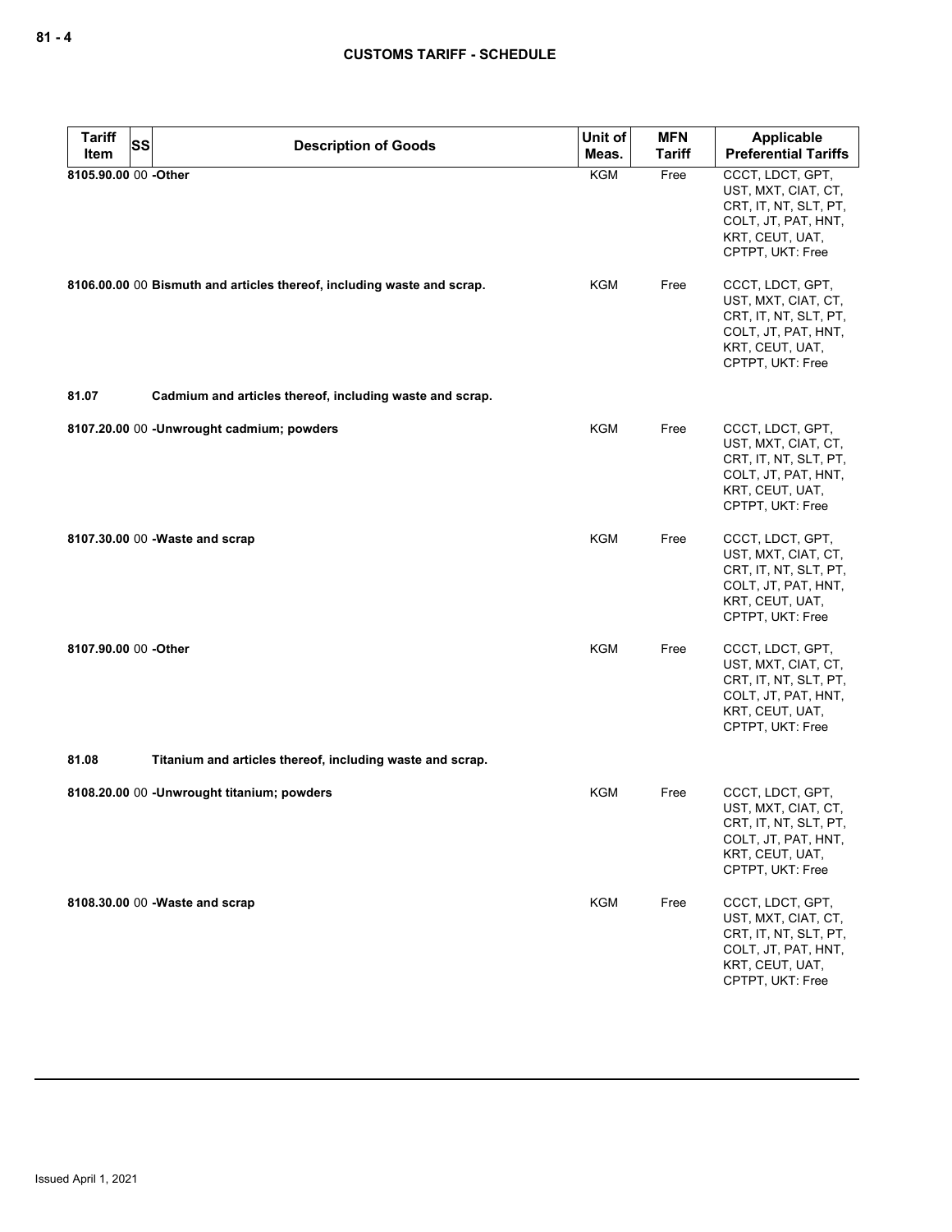| Tariff Item | SS | Description of Goods | Unit of Meas. | MFN Tariff | Applicable Preferential Tariffs |
|---|---|---|---|---|---|
| 8105.90.00 | 00 | -Other | KGM | Free | CCCT, LDCT, GPT, UST, MXT, CIAT, CT, CRT, IT, NT, SLT, PT, COLT, JT, PAT, HNT, KRT, CEUT, UAT, CPTPT, UKT: Free |
| 8106.00.00 | 00 | Bismuth and articles thereof, including waste and scrap. | KGM | Free | CCCT, LDCT, GPT, UST, MXT, CIAT, CT, CRT, IT, NT, SLT, PT, COLT, JT, PAT, HNT, KRT, CEUT, UAT, CPTPT, UKT: Free |
| 81.07 | | Cadmium and articles thereof, including waste and scrap. | | | |
| 8107.20.00 | 00 | -Unwrought cadmium; powders | KGM | Free | CCCT, LDCT, GPT, UST, MXT, CIAT, CT, CRT, IT, NT, SLT, PT, COLT, JT, PAT, HNT, KRT, CEUT, UAT, CPTPT, UKT: Free |
| 8107.30.00 | 00 | -Waste and scrap | KGM | Free | CCCT, LDCT, GPT, UST, MXT, CIAT, CT, CRT, IT, NT, SLT, PT, COLT, JT, PAT, HNT, KRT, CEUT, UAT, CPTPT, UKT: Free |
| 8107.90.00 | 00 | -Other | KGM | Free | CCCT, LDCT, GPT, UST, MXT, CIAT, CT, CRT, IT, NT, SLT, PT, COLT, JT, PAT, HNT, KRT, CEUT, UAT, CPTPT, UKT: Free |
| 81.08 | | Titanium and articles thereof, including waste and scrap. | | | |
| 8108.20.00 | 00 | -Unwrought titanium; powders | KGM | Free | CCCT, LDCT, GPT, UST, MXT, CIAT, CT, CRT, IT, NT, SLT, PT, COLT, JT, PAT, HNT, KRT, CEUT, UAT, CPTPT, UKT: Free |
| 8108.30.00 | 00 | -Waste and scrap | KGM | Free | CCCT, LDCT, GPT, UST, MXT, CIAT, CT, CRT, IT, NT, SLT, PT, COLT, JT, PAT, HNT, KRT, CEUT, UAT, CPTPT, UKT: Free |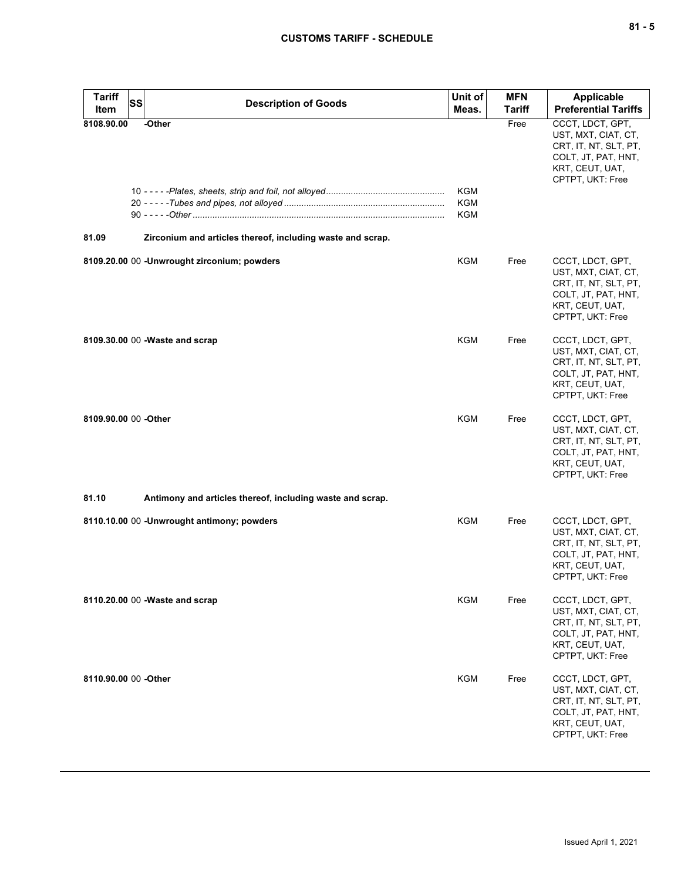| Tariff Item | SS | Description of Goods | Unit of Meas. | MFN Tariff | Applicable Preferential Tariffs |
|---|---|---|---|---|---|
| 8108.90.00 | | -Other | | Free | CCCT, LDCT, GPT, UST, MXT, CIAT, CT, CRT, IT, NT, SLT, PT, COLT, JT, PAT, HNT, KRT, CEUT, UAT, CPTPT, UKT: Free |
| | 10 | - - - - -*Plates, sheets, strip and foil, not alloyed* | KGM | | |
| | 20 | - - - - -*Tubes and pipes, not alloyed* | KGM | | |
| | 90 | - - - - -*Other* | KGM | | |
| 81.09 | | **Zirconium and articles thereof, including waste and scrap.** | | | |
| 8109.20.00 | 00 | **-Unwrought zirconium; powders** | KGM | Free | CCCT, LDCT, GPT, UST, MXT, CIAT, CT, CRT, IT, NT, SLT, PT, COLT, JT, PAT, HNT, KRT, CEUT, UAT, CPTPT, UKT: Free |
| 8109.30.00 | 00 | **-Waste and scrap** | KGM | Free | CCCT, LDCT, GPT, UST, MXT, CIAT, CT, CRT, IT, NT, SLT, PT, COLT, JT, PAT, HNT, KRT, CEUT, UAT, CPTPT, UKT: Free |
| 8109.90.00 | 00 | **-Other** | KGM | Free | CCCT, LDCT, GPT, UST, MXT, CIAT, CT, CRT, IT, NT, SLT, PT, COLT, JT, PAT, HNT, KRT, CEUT, UAT, CPTPT, UKT: Free |
| 81.10 | | **Antimony and articles thereof, including waste and scrap.** | | | |
| 8110.10.00 | 00 | **-Unwrought antimony; powders** | KGM | Free | CCCT, LDCT, GPT, UST, MXT, CIAT, CT, CRT, IT, NT, SLT, PT, COLT, JT, PAT, HNT, KRT, CEUT, UAT, CPTPT, UKT: Free |
| 8110.20.00 | 00 | **-Waste and scrap** | KGM | Free | CCCT, LDCT, GPT, UST, MXT, CIAT, CT, CRT, IT, NT, SLT, PT, COLT, JT, PAT, HNT, KRT, CEUT, UAT, CPTPT, UKT: Free |
| 8110.90.00 | 00 | **-Other** | KGM | Free | CCCT, LDCT, GPT, UST, MXT, CIAT, CT, CRT, IT, NT, SLT, PT, COLT, JT, PAT, HNT, KRT, CEUT, UAT, CPTPT, UKT: Free |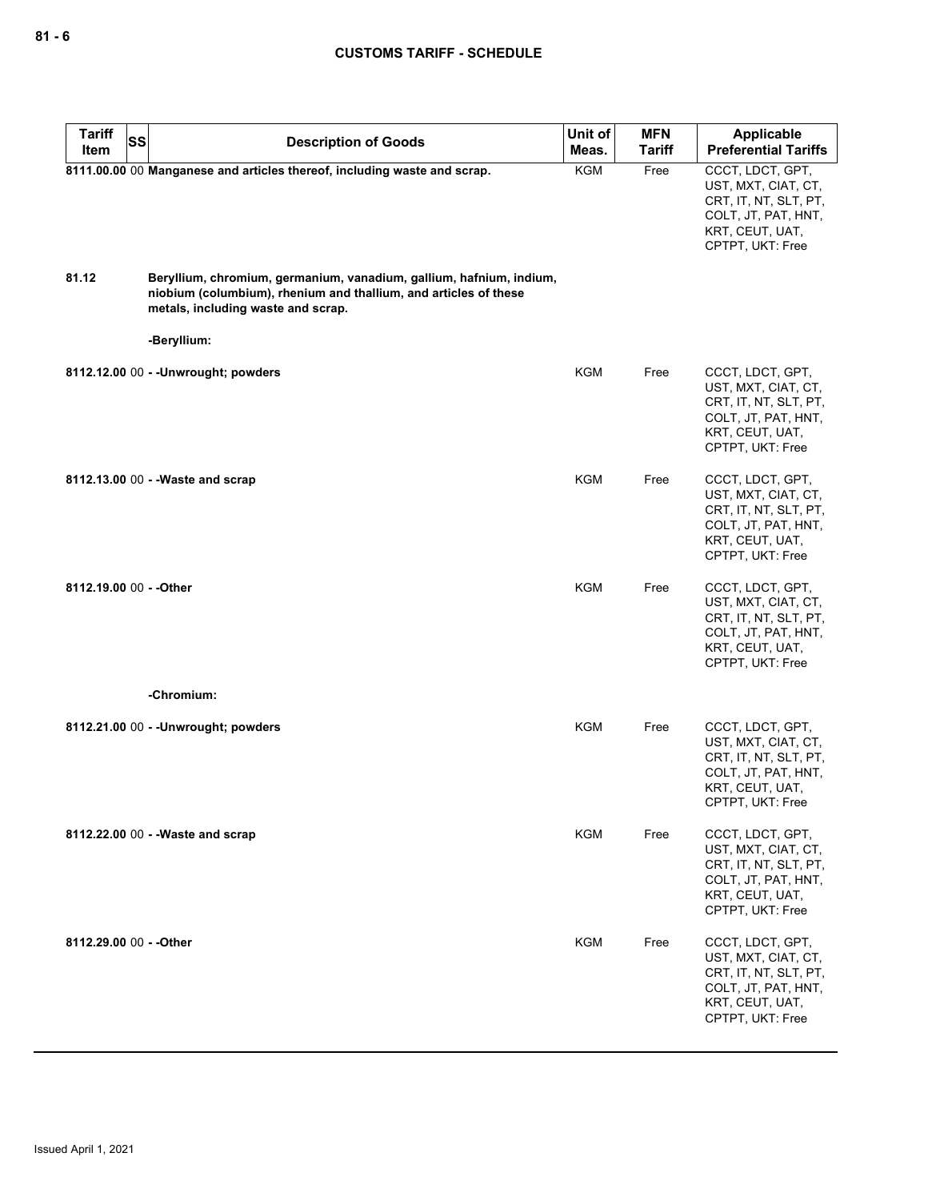| Tariff Item | SS | Description of Goods | Unit of Meas. | MFN Tariff | Applicable Preferential Tariffs |
|---|---|---|---|---|---|
| 8111.00.00 | 00 | **Manganese and articles thereof, including waste and scrap.** | KGM | Free | CCCT, LDCT, GPT, UST, MXT, CIAT, CT, CRT, IT, NT, SLT, PT, COLT, JT, PAT, HNT, KRT, CEUT, UAT, CPTPT, UKT: Free |
| 81.12 | | **Beryllium, chromium, germanium, vanadium, gallium, hafnium, indium, niobium (columbium), rhenium and thallium, and articles of these metals, including waste and scrap.** | | | |
| | | -Beryllium: | | | |
| 8112.12.00 | 00 | - -Unwrought; powders | KGM | Free | CCCT, LDCT, GPT, UST, MXT, CIAT, CT, CRT, IT, NT, SLT, PT, COLT, JT, PAT, HNT, KRT, CEUT, UAT, CPTPT, UKT: Free |
| 8112.13.00 | 00 | - -Waste and scrap | KGM | Free | CCCT, LDCT, GPT, UST, MXT, CIAT, CT, CRT, IT, NT, SLT, PT, COLT, JT, PAT, HNT, KRT, CEUT, UAT, CPTPT, UKT: Free |
| 8112.19.00 | 00 | - -Other | KGM | Free | CCCT, LDCT, GPT, UST, MXT, CIAT, CT, CRT, IT, NT, SLT, PT, COLT, JT, PAT, HNT, KRT, CEUT, UAT, CPTPT, UKT: Free |
| | | -Chromium: | | | |
| 8112.21.00 | 00 | - -Unwrought; powders | KGM | Free | CCCT, LDCT, GPT, UST, MXT, CIAT, CT, CRT, IT, NT, SLT, PT, COLT, JT, PAT, HNT, KRT, CEUT, UAT, CPTPT, UKT: Free |
| 8112.22.00 | 00 | - -Waste and scrap | KGM | Free | CCCT, LDCT, GPT, UST, MXT, CIAT, CT, CRT, IT, NT, SLT, PT, COLT, JT, PAT, HNT, KRT, CEUT, UAT, CPTPT, UKT: Free |
| 8112.29.00 | 00 | - -Other | KGM | Free | CCCT, LDCT, GPT, UST, MXT, CIAT, CT, CRT, IT, NT, SLT, PT, COLT, JT, PAT, HNT, KRT, CEUT, UAT, CPTPT, UKT: Free |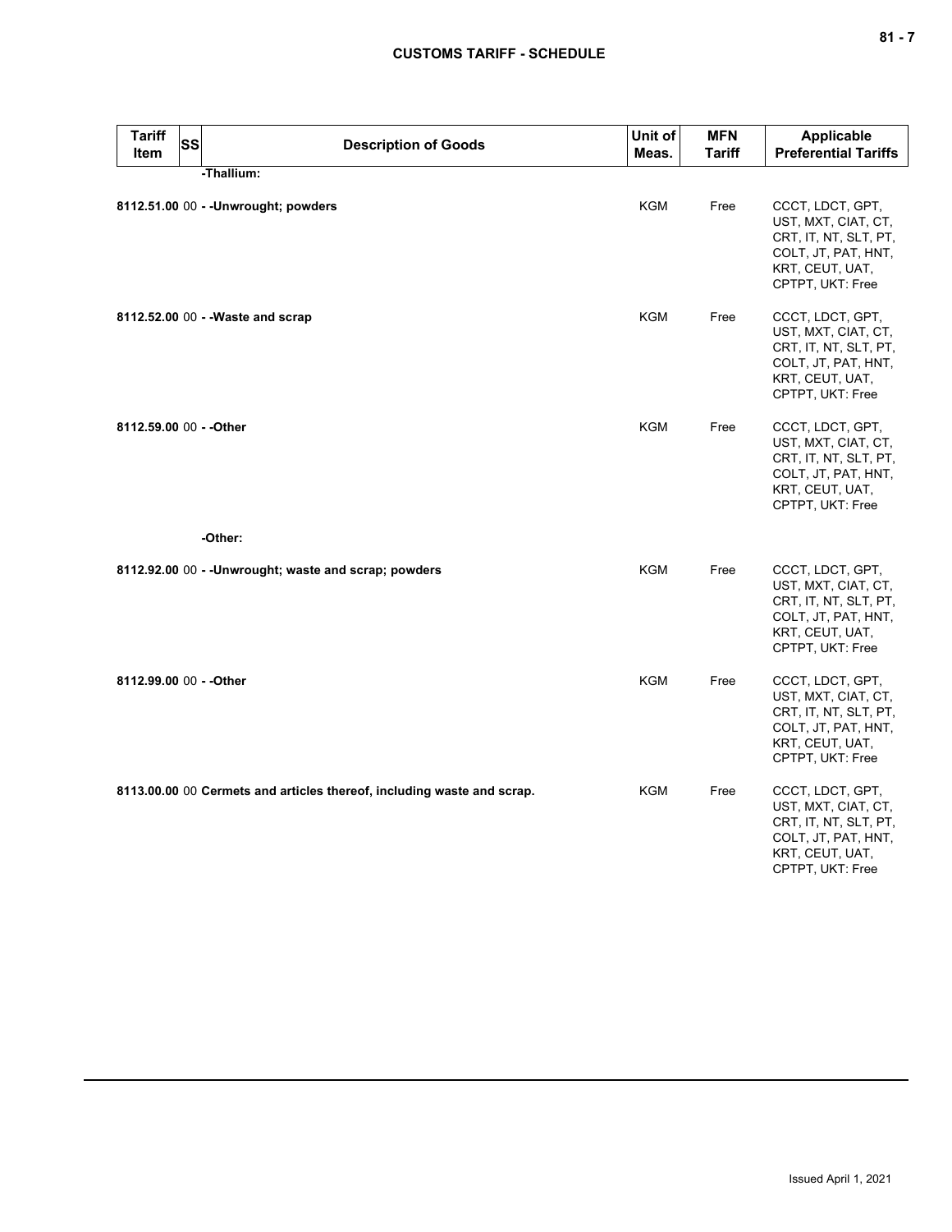| Tariff Item | SS | Description of Goods | Unit of Meas. | MFN Tariff | Applicable Preferential Tariffs |
|---|---|---|---|---|---|
| | | -Thallium: | | | |
| 8112.51.00 | 00 | - -Unwrought; powders | KGM | Free | CCCT, LDCT, GPT, UST, MXT, CIAT, CT, CRT, IT, NT, SLT, PT, COLT, JT, PAT, HNT, KRT, CEUT, UAT, CPTPT, UKT: Free |
| 8112.52.00 | 00 | - -Waste and scrap | KGM | Free | CCCT, LDCT, GPT, UST, MXT, CIAT, CT, CRT, IT, NT, SLT, PT, COLT, JT, PAT, HNT, KRT, CEUT, UAT, CPTPT, UKT: Free |
| 8112.59.00 | 00 | - -Other | KGM | Free | CCCT, LDCT, GPT, UST, MXT, CIAT, CT, CRT, IT, NT, SLT, PT, COLT, JT, PAT, HNT, KRT, CEUT, UAT, CPTPT, UKT: Free |
| | | -Other: | | | |
| 8112.92.00 | 00 | - -Unwrought; waste and scrap; powders | KGM | Free | CCCT, LDCT, GPT, UST, MXT, CIAT, CT, CRT, IT, NT, SLT, PT, COLT, JT, PAT, HNT, KRT, CEUT, UAT, CPTPT, UKT: Free |
| 8112.99.00 | 00 | - -Other | KGM | Free | CCCT, LDCT, GPT, UST, MXT, CIAT, CT, CRT, IT, NT, SLT, PT, COLT, JT, PAT, HNT, KRT, CEUT, UAT, CPTPT, UKT: Free |
| 8113.00.00 | 00 | Cermets and articles thereof, including waste and scrap. | KGM | Free | CCCT, LDCT, GPT, UST, MXT, CIAT, CT, CRT, IT, NT, SLT, PT, COLT, JT, PAT, HNT, KRT, CEUT, UAT, CPTPT, UKT: Free |